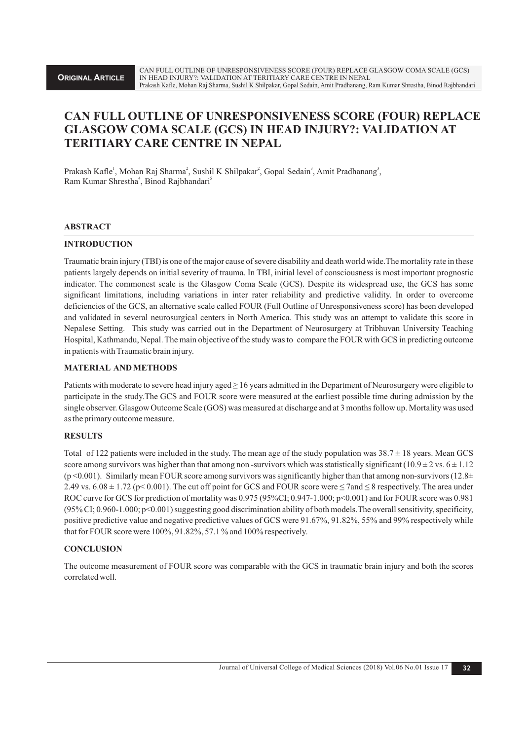**ORIGINAL ARTICLE**

# CAN FULL OUTLINE OF UNRESPONSIVENESS SCORE (FOUR) REPLACE GLASGOW COMA SCALE (GCS) IN HEAD INJURY?: VALIDATION AT TERITIARY CARE CENTRE IN NEPAL

Prakash Kafle[1], Mohan Raj Sharma[2], Sushil K Shilpakar[2], Gopal Sedain[3], Amit Pradhanang[3], Ram Kumar Shrestha[4], Binod Rajbhandari[5]

## ABSTRACT

### INTRODUCTION

Traumatic brain injury (TBI) is one of the major cause of severe disability and death world wide.The mortality rate in these patients largely depends on initial severity of trauma. In TBI, initial level of consciousness is most important prognostic indicator. The commonest scale is the Glasgow Coma Scale (GCS). Despite its widespread use, the GCS has some significant limitations, including variations in inter rater reliability and predictive validity. In order to overcome deficiencies of the GCS, an alternative scale called FOUR (Full Outline of Unresponsiveness score) has been developed and validated in several neurosurgical centers in North America. This study was an attempt to validate this score in Nepalese Setting. This study was carried out in the Department of Neurosurgery at Tribhuvan University Teaching Hospital, Kathmandu, Nepal. The main objective of the study was to compare the FOUR with GCS in predicting outcome in patients with Traumatic brain injury.

### MATERIAL AND METHODS

Patients with moderate to severe head injury aged ≥ 16 years admitted in the Department of Neurosurgery were eligible to participate in the study.The GCS and FOUR score were measured at the earliest possible time during admission by the single observer. Glasgow Outcome Scale (GOS) was measured at discharge and at 3 months follow up. Mortality was used as the primary outcome measure.

### RESULTS

Total of 122 patients were included in the study. The mean age of the study population was $38.7 \pm 18$ years. Mean GCS score among survivors was higher than that among non -survivors which was statistically significant ($10.9 \pm 2$ vs. $6 \pm 1.12$ ($p < 0.001$). Similarly mean FOUR score among survivors was significantly higher than that among non-survivors ($12.8 \pm 2.49$ vs. $6.08 \pm 1.72$ ($p < 0.001$). The cut off point for GCS and FOUR score were $\leq 7$ and $\leq 8$ respectively. The area under ROC curve for GCS for prediction of mortality was 0.975 (95%CI; 0.947-1.000; $p<0.001$) and for FOUR score was 0.981 (95% CI; 0.960-1.000; $p<0.001$) suggesting good discrimination ability of both models.The overall sensitivity, specificity, positive predictive value and negative predictive values of GCS were 91.67%, 91.82%, 55% and 99% respectively while that for FOUR score were 100%, 91.82%, 57.1 % and 100% respectively.

### CONCLUSION

The outcome measurement of FOUR score was comparable with the GCS in traumatic brain injury and both the scores correlated well.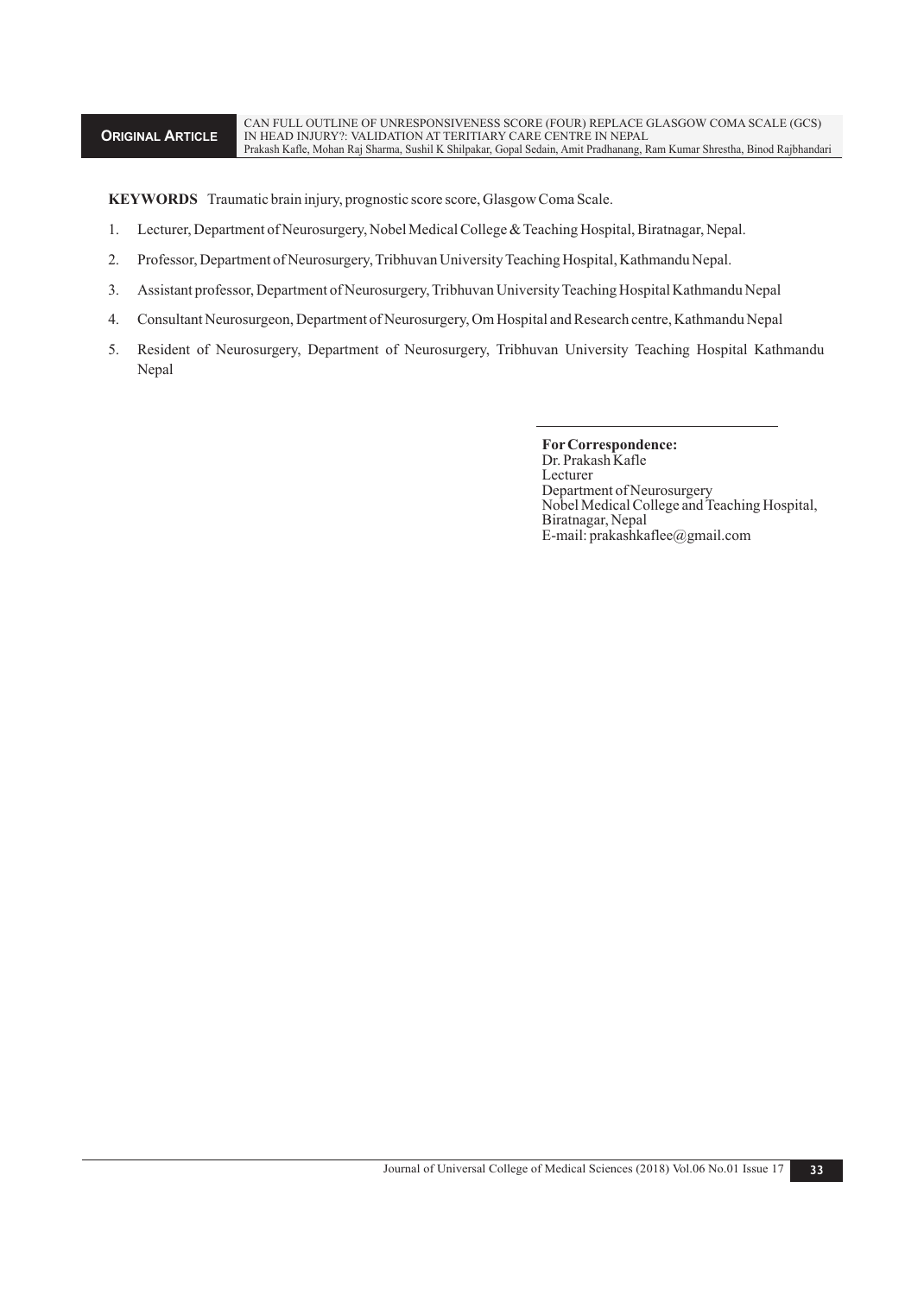**KEYWORDS** Traumatic brain injury, prognostic score score, Glasgow Coma Scale.

1. Lecturer, Department of Neurosurgery, Nobel Medical College & Teaching Hospital, Biratnagar, Nepal.
2. Professor, Department of Neurosurgery, Tribhuvan University Teaching Hospital, Kathmandu Nepal.
3. Assistant professor, Department of Neurosurgery, Tribhuvan University Teaching Hospital Kathmandu Nepal
4. Consultant Neurosurgeon, Department of Neurosurgery, Om Hospital and Research centre, Kathmandu Nepal
5. Resident of Neurosurgery, Department of Neurosurgery, Tribhuvan University Teaching Hospital Kathmandu Nepal

**For Correspondence:**
Dr. Prakash Kafle
Lecturer
Department of Neurosurgery
Nobel Medical College and Teaching Hospital,
Biratnagar, Nepal
E-mail: prakashkaflee@gmail.com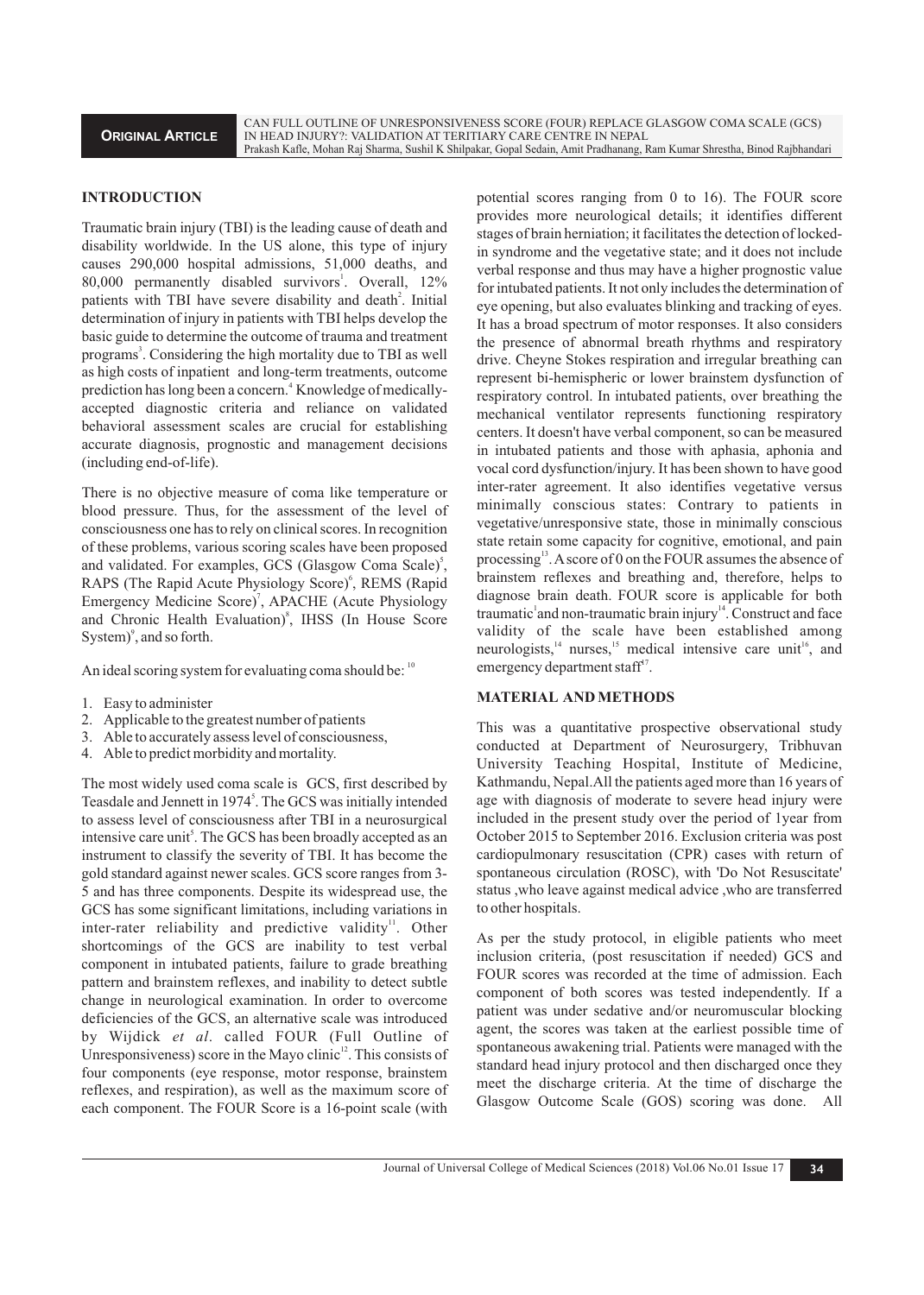## INTRODUCTION

Traumatic brain injury (TBI) is the leading cause of death and disability worldwide. In the US alone, this type of injury causes 290,000 hospital admissions, 51,000 deaths, and 80,000 permanently disabled survivors[1]. Overall, 12% patients with TBI have severe disability and death[2]. Initial determination of injury in patients with TBI helps develop the basic guide to determine the outcome of trauma and treatment programs[3]. Considering the high mortality due to TBI as well as high costs of inpatient and long-term treatments, outcome prediction has long been a concern.[4] Knowledge of medically-accepted diagnostic criteria and reliance on validated behavioral assessment scales are crucial for establishing accurate diagnosis, prognostic and management decisions (including end-of-life).

There is no objective measure of coma like temperature or blood pressure. Thus, for the assessment of the level of consciousness one has to rely on clinical scores. In recognition of these problems, various scoring scales have been proposed and validated. For examples, GCS (Glasgow Coma Scale)[5], RAPS (The Rapid Acute Physiology Score)[6], REMS (Rapid Emergency Medicine Score)[7], APACHE (Acute Physiology and Chronic Health Evaluation)[8], IHSS (In House Score System)[9], and so forth.

An ideal scoring system for evaluating coma should be: [10]

1. Easy to administer
2. Applicable to the greatest number of patients
3. Able to accurately assess level of consciousness,
4. Able to predict morbidity and mortality.

The most widely used coma scale is GCS, first described by Teasdale and Jennett in 1974[5]. The GCS was initially intended to assess level of consciousness after TBI in a neurosurgical intensive care unit[5]. The GCS has been broadly accepted as an instrument to classify the severity of TBI. It has become the gold standard against newer scales. GCS score ranges from 3-5 and has three components. Despite its widespread use, the GCS has some significant limitations, including variations in inter-rater reliability and predictive validity[11]. Other shortcomings of the GCS are inability to test verbal component in intubated patients, failure to grade breathing pattern and brainstem reflexes, and inability to detect subtle change in neurological examination. In order to overcome deficiencies of the GCS, an alternative scale was introduced by Wijdick *et al*. called FOUR (Full Outline of Unresponsiveness) score in the Mayo clinic[12]. This consists of four components (eye response, motor response, brainstem reflexes, and respiration), as well as the maximum score of each component. The FOUR Score is a 16-point scale (with potential scores ranging from 0 to 16). The FOUR score provides more neurological details; it identifies different stages of brain herniation; it facilitates the detection of locked-in syndrome and the vegetative state; and it does not include verbal response and thus may have a higher prognostic value for intubated patients. It not only includes the determination of eye opening, but also evaluates blinking and tracking of eyes. It has a broad spectrum of motor responses. It also considers the presence of abnormal breath rhythms and respiratory drive. Cheyne Stokes respiration and irregular breathing can represent bi-hemispheric or lower brainstem dysfunction of respiratory control. In intubated patients, over breathing the mechanical ventilator represents functioning respiratory centers. It doesn't have verbal component, so can be measured in intubated patients and those with aphasia, aphonia and vocal cord dysfunction/injury. It has been shown to have good inter-rater agreement. It also identifies vegetative versus minimally conscious states: Contrary to patients in vegetative/unresponsive state, those in minimally conscious state retain some capacity for cognitive, emotional, and pain processing[13]. A score of 0 on the FOUR assumes the absence of brainstem reflexes and breathing and, therefore, helps to diagnose brain death. FOUR score is applicable for both traumatic[1] and non-traumatic brain injury[14]. Construct and face validity of the scale have been established among neurologists,[14] nurses,[15] medical intensive care unit[16], and emergency department staff[17].

## MATERIAL AND METHODS

This was a quantitative prospective observational study conducted at Department of Neurosurgery, Tribhuvan University Teaching Hospital, Institute of Medicine, Kathmandu, Nepal.All the patients aged more than 16 years of age with diagnosis of moderate to severe head injury were included in the present study over the period of 1year from October 2015 to September 2016. Exclusion criteria was post cardiopulmonary resuscitation (CPR) cases with return of spontaneous circulation (ROSC), with 'Do Not Resuscitate' status ,who leave against medical advice ,who are transferred to other hospitals.

As per the study protocol, in eligible patients who meet inclusion criteria, (post resuscitation if needed) GCS and FOUR scores was recorded at the time of admission. Each component of both scores was tested independently. If a patient was under sedative and/or neuromuscular blocking agent, the scores was taken at the earliest possible time of spontaneous awakening trial. Patients were managed with the standard head injury protocol and then discharged once they meet the discharge criteria. At the time of discharge the Glasgow Outcome Scale (GOS) scoring was done. All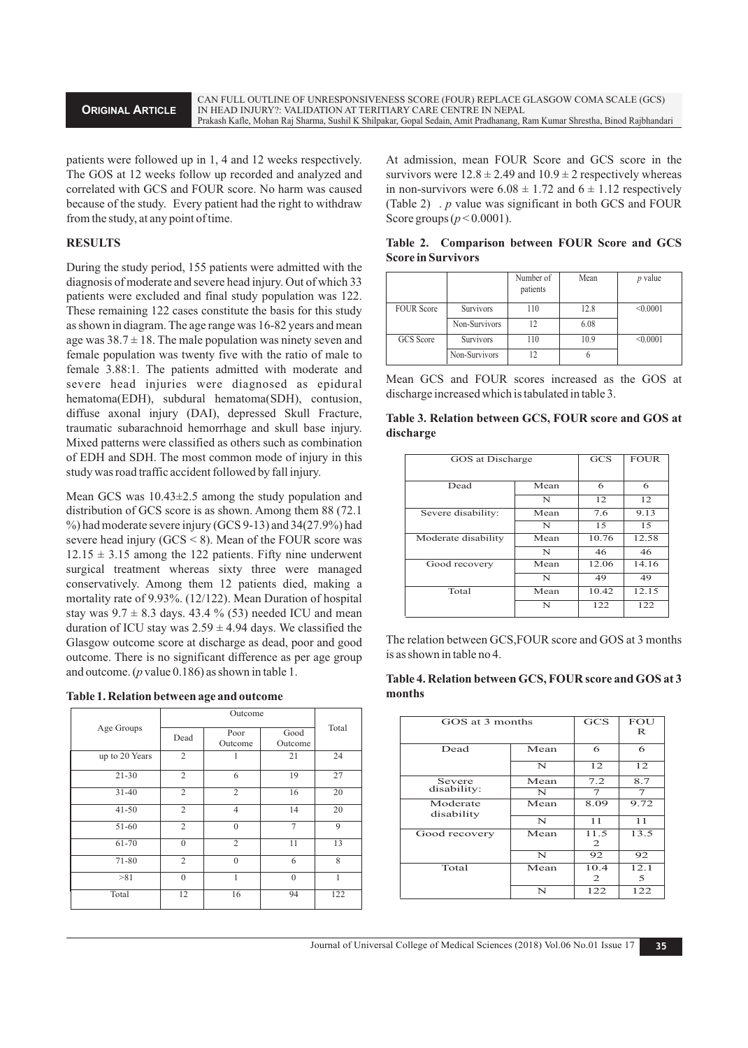patients were followed up in 1, 4 and 12 weeks respectively. The GOS at 12 weeks follow up recorded and analyzed and correlated with GCS and FOUR score. No harm was caused because of the study. Every patient had the right to withdraw from the study, at any point of time.

## RESULTS

During the study period, 155 patients were admitted with the diagnosis of moderate and severe head injury. Out of which 33 patients were excluded and final study population was 122. These remaining 122 cases constitute the basis for this study as shown in diagram. The age range was 16-82 years and mean age was 38.7 ± 18. The male population was ninety seven and female population was twenty five with the ratio of male to female 3.88:1. The patients admitted with moderate and severe head injuries were diagnosed as epidural hematoma(EDH), subdural hematoma(SDH), contusion, diffuse axonal injury (DAI), depressed Skull Fracture, traumatic subarachnoid hemorrhage and skull base injury. Mixed patterns were classified as others such as combination of EDH and SDH. The most common mode of injury in this study was road traffic accident followed by fall injury.

Mean GCS was 10.43±2.5 among the study population and distribution of GCS score is as shown. Among them 88 (72.1 %) had moderate severe injury (GCS 9-13) and 34(27.9%) had severe head injury (GCS < 8). Mean of the FOUR score was 12.15 ± 3.15 among the 122 patients. Fifty nine underwent surgical treatment whereas sixty three were managed conservatively. Among them 12 patients died, making a mortality rate of 9.93%. (12/122). Mean Duration of hospital stay was 9.7 ± 8.3 days. 43.4 % (53) needed ICU and mean duration of ICU stay was 2.59 ± 4.94 days. We classified the Glasgow outcome score at discharge as dead, poor and good outcome. There is no significant difference as per age group and outcome. (*p* value 0.186) as shown in table 1.

**Table 1. Relation between age and outcome**

| Age Groups | Outcome | | | Total |
|---|---|---|---|---|
| | Dead | Poor Outcome | Good Outcome | |
| up to 20 Years | 2 | 1 | 21 | 24 |
| 21-30 | 2 | 6 | 19 | 27 |
| 31-40 | 2 | 2 | 16 | 20 |
| 41-50 | 2 | 4 | 14 | 20 |
| 51-60 | 2 | 0 | 7 | 9 |
| 61-70 | 0 | 2 | 11 | 13 |
| 71-80 | 2 | 0 | 6 | 8 |
| >81 | 0 | 1 | 0 | 1 |
| Total | 12 | 16 | 94 | 122 |

At admission, mean FOUR Score and GCS score in the survivors were 12.8 ± 2.49 and 10.9 ± 2 respectively whereas in non-survivors were 6.08 ± 1.72 and 6 ± 1.12 respectively (Table 2) . *p* value was significant in both GCS and FOUR Score groups ($p < 0.0001$).

**Table 2. Comparison between FOUR Score and GCS Score in Survivors**

| | | Number of patients | Mean | *p* value |
|---|---|---|---|---|
| FOUR Score | Survivors | 110 | 12.8 | <0.0001 |
| | Non-Survivors | 12 | 6.08 | |
| GCS Score | Survivors | 110 | 10.9 | <0.0001 |
| | Non-Survivors | 12 | 6 | |

Mean GCS and FOUR scores increased as the GOS at discharge increased which is tabulated in table 3.

**Table 3. Relation between GCS, FOUR score and GOS at discharge**

| GOS at Discharge | | GCS | FOUR |
|---|---|---|---|
| Dead | Mean | 6 | 6 |
| | N | 12 | 12 |
| Severe disability: | Mean | 7.6 | 9.13 |
| | N | 15 | 15 |
| Moderate disability | Mean | 10.76 | 12.58 |
| | N | 46 | 46 |
| Good recovery | Mean | 12.06 | 14.16 |
| | N | 49 | 49 |
| Total | Mean | 10.42 | 12.15 |
| | N | 122 | 122 |

The relation between GCS,FOUR score and GOS at 3 months is as shown in table no 4.

**Table 4. Relation between GCS, FOUR score and GOS at 3 months**

| GOS at 3 months | | GCS | FOUR |
|---|---|---|---|
| Dead | Mean | 6 | 6 |
| | N | 12 | 12 |
| Severe disability: | Mean | 7.2 | 8.7 |
| | N | 7 | 7 |
| Moderate disability | Mean | 8.09 | 9.72 |
| | N | 11 | 11 |
| Good recovery | Mean | 11.52 | 13.5 |
| | N | 92 | 92 |
| Total | Mean | 10.42 | 12.15 |
| | N | 122 | 122 |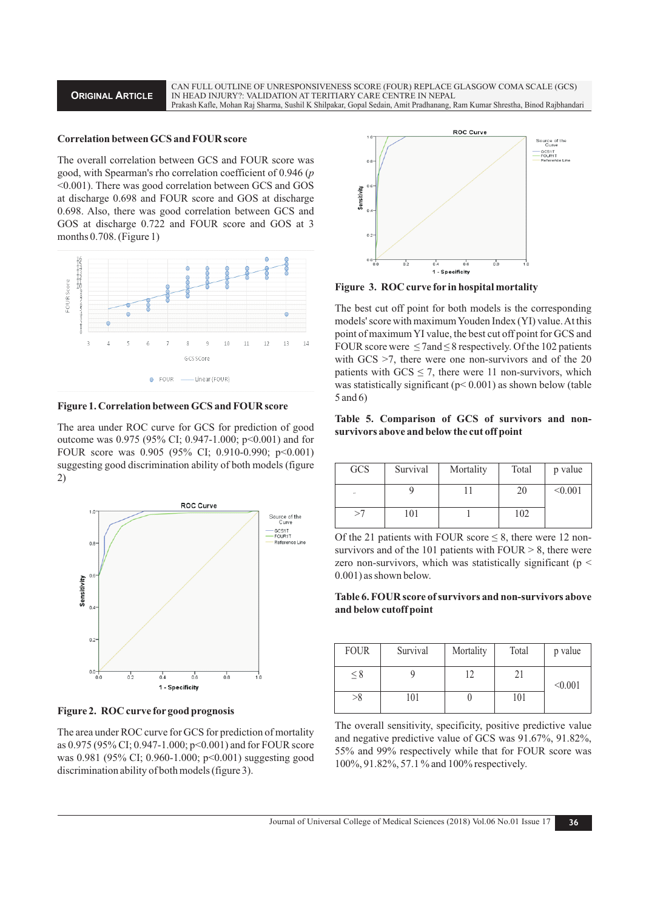### Correlation between GCS and FOUR score

The overall correlation between GCS and FOUR score was good, with Spearman's rho correlation coefficient of 0.946 (*p* <0.001). There was good correlation between GCS and GOS at discharge 0.698 and FOUR score and GOS at discharge 0.698. Also, there was good correlation between GCS and GOS at discharge 0.722 and FOUR score and GOS at 3 months 0.708. (Figure 1)

**Figure 1. Correlation between GCS and FOUR score**

The area under ROC curve for GCS for prediction of good outcome was 0.975 (95% CI; 0.947-1.000; p<0.001) and for FOUR score was 0.905 (95% CI; 0.910-0.990; p<0.001) suggesting good discrimination ability of both models (figure 2)

**Figure 2. ROC curve for good prognosis**

The area under ROC curve for GCS for prediction of mortality as 0.975 (95% CI; 0.947-1.000; p<0.001) and for FOUR score was 0.981 (95% CI; 0.960-1.000; p<0.001) suggesting good discrimination ability of both models (figure 3).

**Figure 3. ROC curve for in hospital mortality**

The best cut off point for both models is the corresponding models' score with maximum Youden Index (YI) value. At this point of maximum YI value, the best cut off point for GCS and FOUR score were ≤ 7and ≤ 8 respectively. Of the 102 patients with GCS >7, there were one non-survivors and of the 20 patients with GCS ≤ 7, there were 11 non-survivors, which was statistically significant (p< 0.001) as shown below (table 5 and 6)

**Table 5. Comparison of GCS of survivors and non-survivors above and below the cut off point**

| GCS | Survival | Mortality | Total | p value |
|---|---|---|---|---|
| .. | 9 | 11 | 20 | <0.001 |
| >7 | 101 | 1 | 102 | |

Of the 21 patients with FOUR score ≤ 8, there were 12 non-survivors and of the 101 patients with FOUR > 8, there were zero non-survivors, which was statistically significant (p < 0.001) as shown below.

**Table 6. FOUR score of survivors and non-survivors above and below cutoff point**

| FOUR | Survival | Mortality | Total | p value |
|---|---|---|---|---|
| ≤ 8 | 9 | 12 | 21 | <0.001 |
| >8 | 101 | 0 | 101 | |

The overall sensitivity, specificity, positive predictive value and negative predictive value of GCS was 91.67%, 91.82%, 55% and 99% respectively while that for FOUR score was 100%, 91.82%, 57.1 % and 100% respectively.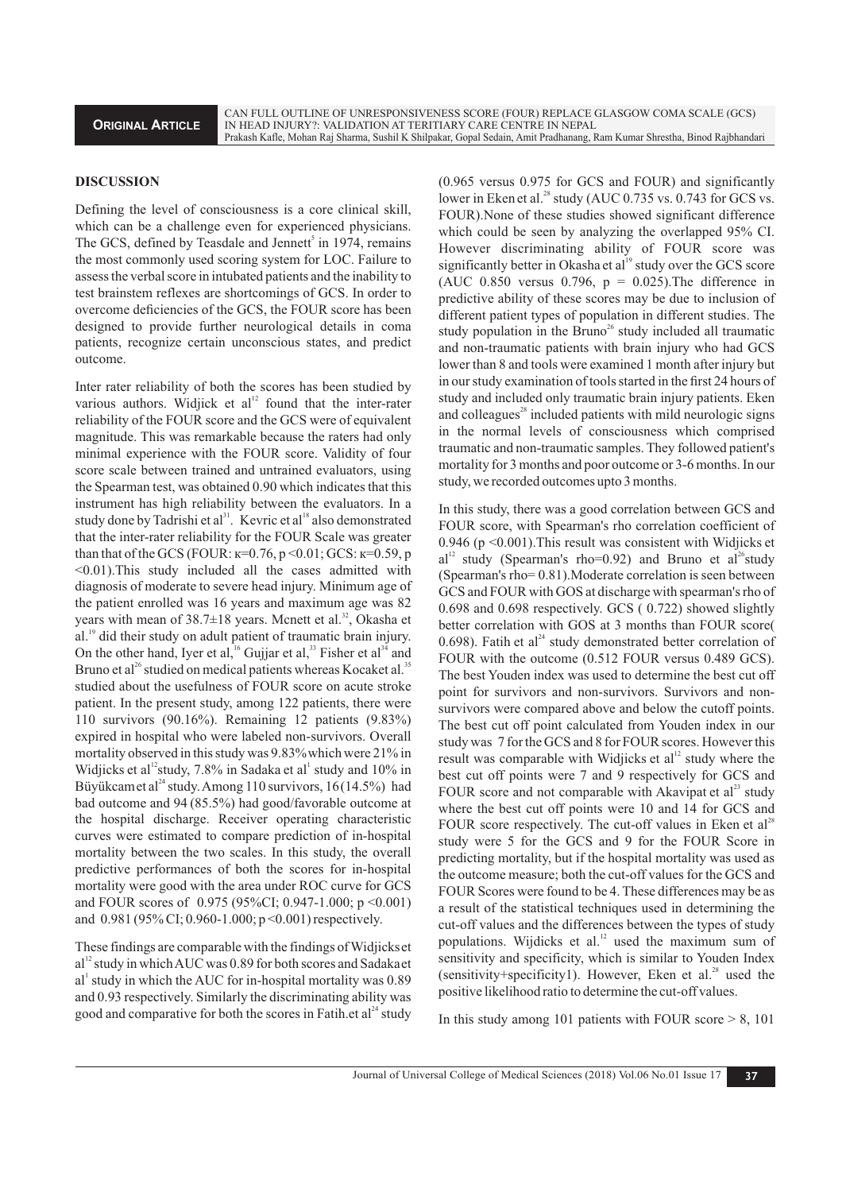## DISCUSSION

Defining the level of consciousness is a core clinical skill, which can be a challenge even for experienced physicians. The GCS, defined by Teasdale and Jennett[5] in 1974, remains the most commonly used scoring system for LOC. Failure to assess the verbal score in intubated patients and the inability to test brainstem reflexes are shortcomings of GCS. In order to overcome deficiencies of the GCS, the FOUR score has been designed to provide further neurological details in coma patients, recognize certain unconscious states, and predict outcome.

Inter rater reliability of both the scores has been studied by various authors. Widjick et al[12] found that the inter-rater reliability of the FOUR score and the GCS were of equivalent magnitude. This was remarkable because the raters had only minimal experience with the FOUR score. Validity of four score scale between trained and untrained evaluators, using the Spearman test, was obtained 0.90 which indicates that this instrument has high reliability between the evaluators. In a study done by Tadrishi et al[31]. Kevric et al[18] also demonstrated that the inter-rater reliability for the FOUR Scale was greater than that of the GCS (FOUR: $\kappa$=0.76, p <0.01; GCS: $\kappa$=0.59, p <0.01).This study included all the cases admitted with diagnosis of moderate to severe head injury. Minimum age of the patient enrolled was 16 years and maximum age was 82 years with mean of 38.7±18 years. Mcnett et al.[32], Okasha et al.[19] did their study on adult patient of traumatic brain injury. On the other hand, Iyer et al,[16] Gujjar et al,[33] Fisher et al[34] and Bruno et al[26] studied on medical patients whereas Kocaket al.[35] studied about the usefulness of FOUR score on acute stroke patient. In the present study, among 122 patients, there were 110 survivors (90.16%). Remaining 12 patients (9.83%) expired in hospital who were labeled non-survivors. Overall mortality observed in this study was 9.83% which were 21% in Widjicks et al[12]study, 7.8% in Sadaka et al[1] study and 10% in Büyükcam et al[24] study. Among 110 survivors, 16(14.5%) had bad outcome and 94 (85.5%) had good/favorable outcome at the hospital discharge. Receiver operating characteristic curves were estimated to compare prediction of in-hospital mortality between the two scales. In this study, the overall predictive performances of both the scores for in-hospital mortality were good with the area under ROC curve for GCS and FOUR scores of 0.975 (95%CI; 0.947-1.000; p <0.001) and 0.981 (95% CI; 0.960-1.000; p <0.001) respectively.

These findings are comparable with the findings of Widjicks et al[12] study in which AUC was 0.89 for both scores and Sadaka et al[1] study in which the AUC for in-hospital mortality was 0.89 and 0.93 respectively. Similarly the discriminating ability was good and comparative for both the scores in Fatih.et al[24] study (0.965 versus 0.975 for GCS and FOUR) and significantly lower in Eken et al.[28] study (AUC 0.735 vs. 0.743 for GCS vs. FOUR).None of these studies showed significant difference which could be seen by analyzing the overlapped 95% CI. However discriminating ability of FOUR score was significantly better in Okasha et al[19] study over the GCS score (AUC 0.850 versus 0.796, p = 0.025).The difference in predictive ability of these scores may be due to inclusion of different patient types of population in different studies. The study population in the Bruno[26] study included all traumatic and non-traumatic patients with brain injury who had GCS lower than 8 and tools were examined 1 month after injury but in our study examination of tools started in the first 24 hours of study and included only traumatic brain injury patients. Eken and colleagues[28] included patients with mild neurologic signs in the normal levels of consciousness which comprised traumatic and non-traumatic samples. They followed patient's mortality for 3 months and poor outcome or 3-6 months. In our study, we recorded outcomes upto 3 months.

In this study, there was a good correlation between GCS and FOUR score, with Spearman's rho correlation coefficient of 0.946 (p <0.001).This result was consistent with Widjicks et al[12] study (Spearman's rho=0.92) and Bruno et al[26]study (Spearman's rho= 0.81).Moderate correlation is seen between GCS and FOUR with GOS at discharge with spearman's rho of 0.698 and 0.698 respectively. GCS ( 0.722) showed slightly better correlation with GOS at 3 months than FOUR score( 0.698). Fatih et al[24] study demonstrated better correlation of FOUR with the outcome (0.512 FOUR versus 0.489 GCS). The best Youden index was used to determine the best cut off point for survivors and non-survivors. Survivors and non-survivors were compared above and below the cutoff points. The best cut off point calculated from Youden index in our study was 7 for the GCS and 8 for FOUR scores. However this result was comparable with Widjicks et al[12] study where the best cut off points were 7 and 9 respectively for GCS and FOUR score and not comparable with Akavipat et al[23] study where the best cut off points were 10 and 14 for GCS and FOUR score respectively. The cut-off values in Eken et al[28] study were 5 for the GCS and 9 for the FOUR Score in predicting mortality, but if the hospital mortality was used as the outcome measure; both the cut-off values for the GCS and FOUR Scores were found to be 4. These differences may be as a result of the statistical techniques used in determining the cut-off values and the differences between the types of study populations. Wijdicks et al.[12] used the maximum sum of sensitivity and specificity, which is similar to Youden Index (sensitivity+specificity1). However, Eken et al.[28] used the positive likelihood ratio to determine the cut-off values.

In this study among 101 patients with FOUR score > 8, 101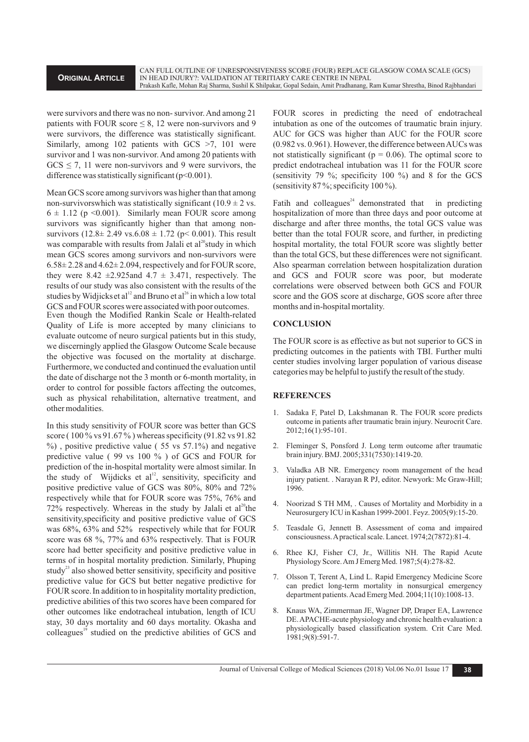were survivors and there was no non- survivor. And among 21 patients with FOUR score ≤ 8, 12 were non-survivors and 9 were survivors, the difference was statistically significant. Similarly, among 102 patients with GCS >7, 101 were survivor and 1 was non-survivor. And among 20 patients with GCS ≤ 7, 11 were non-survivors and 9 were survivors, the difference was statistically significant (p<0.001).

Mean GCS score among survivors was higher than that among non-survivorswhich was statistically significant (10.9 ± 2 vs. 6 ± 1.12 (p <0.001). Similarly mean FOUR score among survivors was significantly higher than that among non-survivors (12.8± 2.49 vs.6.08 ± 1.72 (p< 0.001). This result was comparable with results from Jalali et al[20]study in which mean GCS scores among survivors and non-survivors were 6.58± 2.28 and 4.62± 2.094, respectively and for FOUR score, they were 8.42 ±2.925and 4.7 ± 3.471, respectively. The results of our study was also consistent with the results of the studies by Widjicks et al[12] and Bruno et al[26] in which a low total GCS and FOUR scores were associated with poor outcomes.

Even though the Modified Rankin Scale or Health-related Quality of Life is more accepted by many clinicians to evaluate outcome of neuro surgical patients but in this study, we discerningly applied the Glasgow Outcome Scale because the objective was focused on the mortality at discharge. Furthermore, we conducted and continued the evaluation until the date of discharge not the 3 month or 6-month mortality, in order to control for possible factors affecting the outcomes, such as physical rehabilitation, alternative treatment, and other modalities.

In this study sensitivity of FOUR score was better than GCS score ( 100 % vs 91.67 % ) whereas specificity (91.82 vs 91.82 %) , positive predictive value ( 55 vs 57.1%) and negative predictive value ( 99 vs 100 % ) of GCS and FOUR for prediction of the in-hospital mortality were almost similar. In the study of Wijdicks et al[12], sensitivity, specificity and positive predictive value of GCS was 80%, 80% and 72% respectively while that for FOUR score was 75%, 76% and 72% respectively. Whereas in the study by Jalali et al[20]the sensitivity,specificity and positive predictive value of GCS was 68%, 63% and 52% respectively while that for FOUR score was 68 %, 77% and 63% respectively. That is FOUR score had better specificity and positive predictive value in terms of in hospital mortality prediction. Similarly, Phuping study[23] also showed better sensitivity, specificity and positive predictive value for GCS but better negative predictive for FOUR score. In addition to in hospitality mortality prediction, predictive abilities of this two scores have been compared for other outcomes like endotracheal intubation, length of ICU stay, 30 days mortality and 60 days mortality. Okasha and colleagues[19] studied on the predictive abilities of GCS and FOUR scores in predicting the need of endotracheal intubation as one of the outcomes of traumatic brain injury. AUC for GCS was higher than AUC for the FOUR score (0.982 vs. 0.961). However, the difference between AUCs was not statistically significant (p = 0.06). The optimal score to predict endotracheal intubation was 11 for the FOUR score (sensitivity 79 %; specificity 100 %) and 8 for the GCS (sensitivity 87 %; specificity 100 %).

Fatih and colleagues[24] demonstrated that in predicting hospitalization of more than three days and poor outcome at discharge and after three months, the total GCS value was better than the total FOUR score, and further, in predicting hospital mortality, the total FOUR score was slightly better than the total GCS, but these differences were not significant. Also spearman correlation between hospitalization duration and GCS and FOUR score was poor, but moderate correlations were observed between both GCS and FOUR score and the GOS score at discharge, GOS score after three months and in-hospital mortality.

## CONCLUSION

The FOUR score is as effective as but not superior to GCS in predicting outcomes in the patients with TBI. Further multi center studies involving larger population of various disease categories may be helpful to justify the result of the study.

## REFERENCES

1. Sadaka F, Patel D, Lakshmanan R. The FOUR score predicts outcome in patients after traumatic brain injury. Neurocrit Care. 2012;16(1):95-101.
2. Fleminger S, Ponsford J. Long term outcome after traumatic brain injury. BMJ. 2005;331(7530):1419-20.
3. Valadka AB NR. Emergency room management of the head injury patient. . Narayan R PJ, editor. Newyork: Mc Graw-Hill; 1996.
4. Noorizad S TH MM, . Causes of Mortality and Morbidity in a Neurosurgery ICU in Kashan 1999-2001. Feyz. 2005(9):15-20.
5. Teasdale G, Jennett B. Assessment of coma and impaired consciousness. A practical scale. Lancet. 1974;2(7872):81-4.
6. Rhee KJ, Fisher CJ, Jr., Willitis NH. The Rapid Acute Physiology Score. Am J Emerg Med. 1987;5(4):278-82.
7. Olsson T, Terent A, Lind L. Rapid Emergency Medicine Score can predict long-term mortality in nonsurgical emergency department patients. Acad Emerg Med. 2004;11(10):1008-13.
8. Knaus WA, Zimmerman JE, Wagner DP, Draper EA, Lawrence DE. APACHE-acute physiology and chronic health evaluation: a physiologically based classification system. Crit Care Med. 1981;9(8):591-7.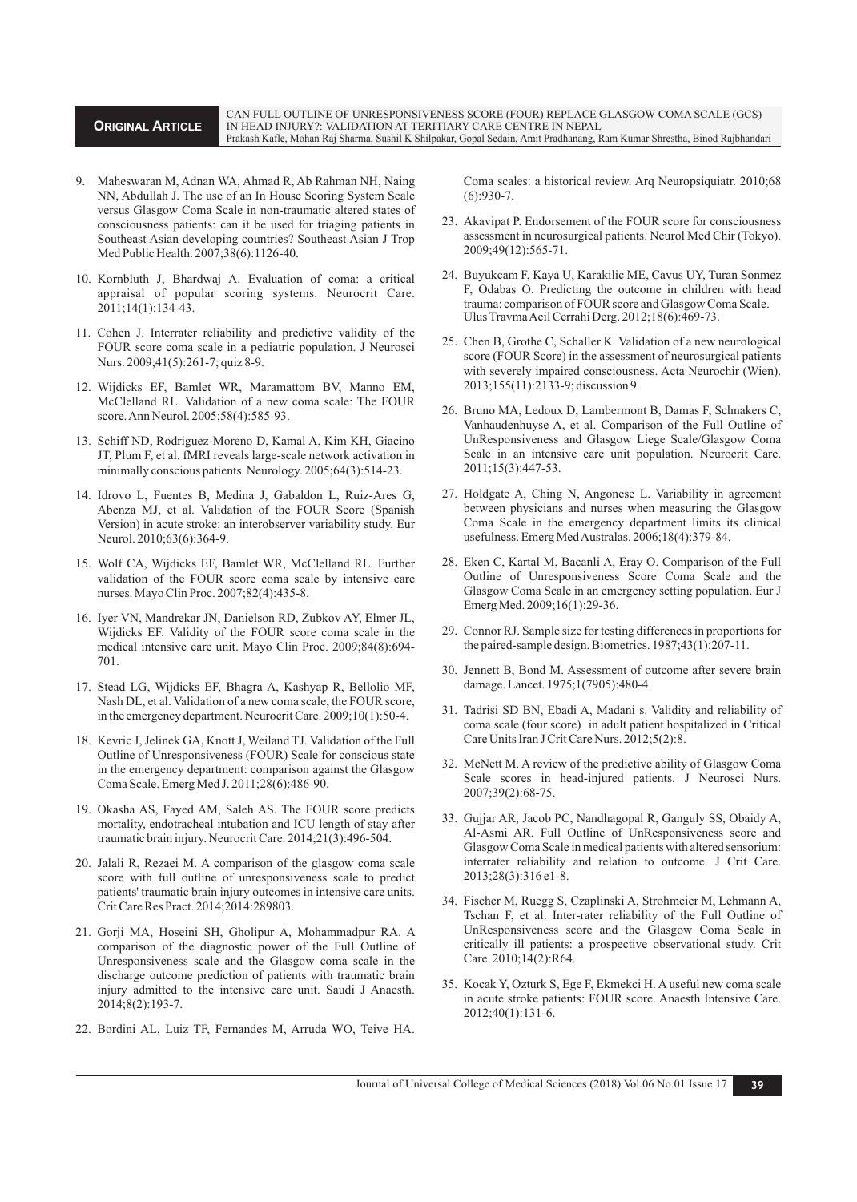9. Maheswaran M, Adnan WA, Ahmad R, Ab Rahman NH, Naing NN, Abdullah J. The use of an In House Scoring System Scale versus Glasgow Coma Scale in non-traumatic altered states of consciousness patients: can it be used for triaging patients in Southeast Asian developing countries? Southeast Asian J Trop Med Public Health. 2007;38(6):1126-40.

10. Kornbluth J, Bhardwaj A. Evaluation of coma: a critical appraisal of popular scoring systems. Neurocrit Care. 2011;14(1):134-43.

11. Cohen J. Interrater reliability and predictive validity of the FOUR score coma scale in a pediatric population. J Neurosci Nurs. 2009;41(5):261-7; quiz 8-9.

12. Wijdicks EF, Bamlet WR, Maramattom BV, Manno EM, McClelland RL. Validation of a new coma scale: The FOUR score. Ann Neurol. 2005;58(4):585-93.

13. Schiff ND, Rodriguez-Moreno D, Kamal A, Kim KH, Giacino JT, Plum F, et al. fMRI reveals large-scale network activation in minimally conscious patients. Neurology. 2005;64(3):514-23.

14. Idrovo L, Fuentes B, Medina J, Gabaldon L, Ruiz-Ares G, Abenza MJ, et al. Validation of the FOUR Score (Spanish Version) in acute stroke: an interobserver variability study. Eur Neurol. 2010;63(6):364-9.

15. Wolf CA, Wijdicks EF, Bamlet WR, McClelland RL. Further validation of the FOUR score coma scale by intensive care nurses. Mayo Clin Proc. 2007;82(4):435-8.

16. Iyer VN, Mandrekar JN, Danielson RD, Zubkov AY, Elmer JL, Wijdicks EF. Validity of the FOUR score coma scale in the medical intensive care unit. Mayo Clin Proc. 2009;84(8):694-701.

17. Stead LG, Wijdicks EF, Bhagra A, Kashyap R, Bellolio MF, Nash DL, et al. Validation of a new coma scale, the FOUR score, in the emergency department. Neurocrit Care. 2009;10(1):50-4.

18. Kevric J, Jelinek GA, Knott J, Weiland TJ. Validation of the Full Outline of Unresponsiveness (FOUR) Scale for conscious state in the emergency department: comparison against the Glasgow Coma Scale. Emerg Med J. 2011;28(6):486-90.

19. Okasha AS, Fayed AM, Saleh AS. The FOUR score predicts mortality, endotracheal intubation and ICU length of stay after traumatic brain injury. Neurocrit Care. 2014;21(3):496-504.

20. Jalali R, Rezaei M. A comparison of the glasgow coma scale score with full outline of unresponsiveness scale to predict patients' traumatic brain injury outcomes in intensive care units. Crit Care Res Pract. 2014;2014:289803.

21. Gorji MA, Hoseini SH, Gholipur A, Mohammadpur RA. A comparison of the diagnostic power of the Full Outline of Unresponsiveness scale and the Glasgow coma scale in the discharge outcome prediction of patients with traumatic brain injury admitted to the intensive care unit. Saudi J Anaesth. 2014;8(2):193-7.

22. Bordini AL, Luiz TF, Fernandes M, Arruda WO, Teive HA. Coma scales: a historical review. Arq Neuropsiquiatr. 2010;68(6):930-7.

23. Akavipat P. Endorsement of the FOUR score for consciousness assessment in neurosurgical patients. Neurol Med Chir (Tokyo). 2009;49(12):565-71.

24. Buyukcam F, Kaya U, Karakilic ME, Cavus UY, Turan Sonmez F, Odabas O. Predicting the outcome in children with head trauma: comparison of FOUR score and Glasgow Coma Scale. Ulus Travma Acil Cerrahi Derg. 2012;18(6):469-73.

25. Chen B, Grothe C, Schaller K. Validation of a new neurological score (FOUR Score) in the assessment of neurosurgical patients with severely impaired consciousness. Acta Neurochir (Wien). 2013;155(11):2133-9; discussion 9.

26. Bruno MA, Ledoux D, Lambermont B, Damas F, Schnakers C, Vanhaudenhuyse A, et al. Comparison of the Full Outline of UnResponsiveness and Glasgow Liege Scale/Glasgow Coma Scale in an intensive care unit population. Neurocrit Care. 2011;15(3):447-53.

27. Holdgate A, Ching N, Angonese L. Variability in agreement between physicians and nurses when measuring the Glasgow Coma Scale in the emergency department limits its clinical usefulness. Emerg Med Australas. 2006;18(4):379-84.

28. Eken C, Kartal M, Bacanli A, Eray O. Comparison of the Full Outline of Unresponsiveness Score Coma Scale and the Glasgow Coma Scale in an emergency setting population. Eur J Emerg Med. 2009;16(1):29-36.

29. Connor RJ. Sample size for testing differences in proportions for the paired-sample design. Biometrics. 1987;43(1):207-11.

30. Jennett B, Bond M. Assessment of outcome after severe brain damage. Lancet. 1975;1(7905):480-4.

31. Tadrisi SD BN, Ebadi A, Madani s. Validity and reliability of coma scale (four score) in adult patient hospitalized in Critical Care Units Iran J Crit Care Nurs. 2012;5(2):8.

32. McNett M. A review of the predictive ability of Glasgow Coma Scale scores in head-injured patients. J Neurosci Nurs. 2007;39(2):68-75.

33. Gujjar AR, Jacob PC, Nandhagopal R, Ganguly SS, Obaidy A, Al-Asmi AR. Full Outline of UnResponsiveness score and Glasgow Coma Scale in medical patients with altered sensorium: interrater reliability and relation to outcome. J Crit Care. 2013;28(3):316 e1-8.

34. Fischer M, Ruegg S, Czaplinski A, Strohmeier M, Lehmann A, Tschan F, et al. Inter-rater reliability of the Full Outline of UnResponsiveness score and the Glasgow Coma Scale in critically ill patients: a prospective observational study. Crit Care. 2010;14(2):R64.

35. Kocak Y, Ozturk S, Ege F, Ekmekci H. A useful new coma scale in acute stroke patients: FOUR score. Anaesth Intensive Care. 2012;40(1):131-6.